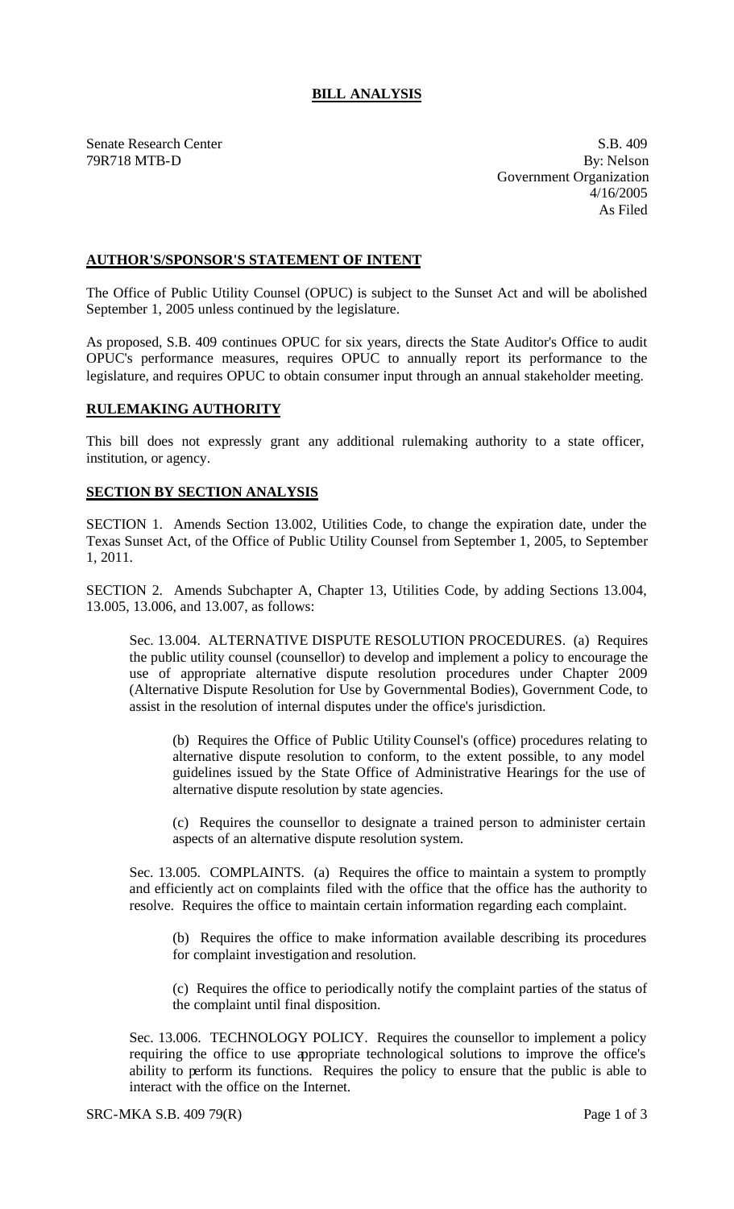# BILL ANALYSIS

Senate Research Center
79R718 MTB-D

S.B. 409
By: Nelson
Government Organization
4/16/2005
As Filed

## AUTHOR'S/SPONSOR'S STATEMENT OF INTENT

The Office of Public Utility Counsel (OPUC) is subject to the Sunset Act and will be abolished September 1, 2005 unless continued by the legislature.

As proposed, S.B. 409 continues OPUC for six years, directs the State Auditor's Office to audit OPUC's performance measures, requires OPUC to annually report its performance to the legislature, and requires OPUC to obtain consumer input through an annual stakeholder meeting.

## RULEMAKING AUTHORITY

This bill does not expressly grant any additional rulemaking authority to a state officer, institution, or agency.

## SECTION BY SECTION ANALYSIS

SECTION 1. Amends Section 13.002, Utilities Code, to change the expiration date, under the Texas Sunset Act, of the Office of Public Utility Counsel from September 1, 2005, to September 1, 2011.

SECTION 2. Amends Subchapter A, Chapter 13, Utilities Code, by adding Sections 13.004, 13.005, 13.006, and 13.007, as follows:

Sec. 13.004. ALTERNATIVE DISPUTE RESOLUTION PROCEDURES. (a) Requires the public utility counsel (counsellor) to develop and implement a policy to encourage the use of appropriate alternative dispute resolution procedures under Chapter 2009 (Alternative Dispute Resolution for Use by Governmental Bodies), Government Code, to assist in the resolution of internal disputes under the office's jurisdiction.

(b) Requires the Office of Public Utility Counsel's (office) procedures relating to alternative dispute resolution to conform, to the extent possible, to any model guidelines issued by the State Office of Administrative Hearings for the use of alternative dispute resolution by state agencies.

(c) Requires the counsellor to designate a trained person to administer certain aspects of an alternative dispute resolution system.

Sec. 13.005. COMPLAINTS. (a) Requires the office to maintain a system to promptly and efficiently act on complaints filed with the office that the office has the authority to resolve. Requires the office to maintain certain information regarding each complaint.

(b) Requires the office to make information available describing its procedures for complaint investigation and resolution.

(c) Requires the office to periodically notify the complaint parties of the status of the complaint until final disposition.

Sec. 13.006. TECHNOLOGY POLICY. Requires the counsellor to implement a policy requiring the office to use appropriate technological solutions to improve the office's ability to perform its functions. Requires the policy to ensure that the public is able to interact with the office on the Internet.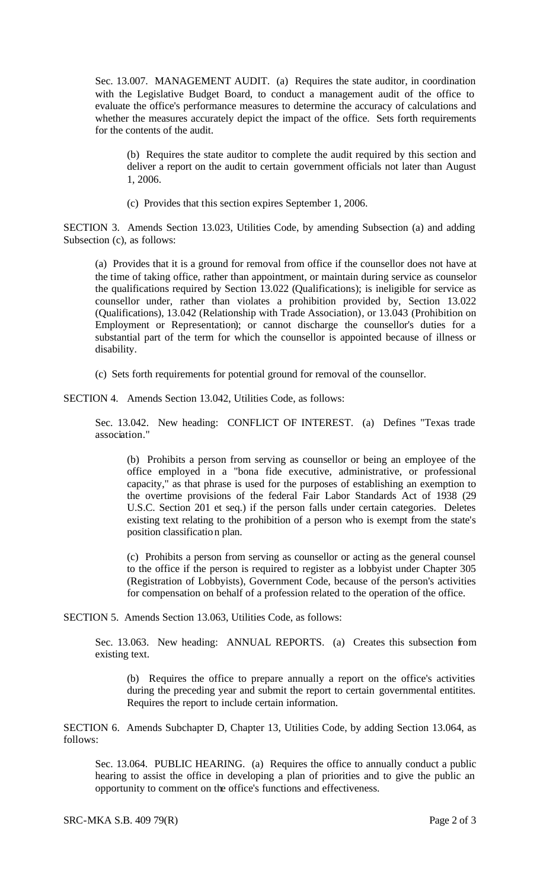Sec. 13.007. MANAGEMENT AUDIT. (a) Requires the state auditor, in coordination with the Legislative Budget Board, to conduct a management audit of the office to evaluate the office's performance measures to determine the accuracy of calculations and whether the measures accurately depict the impact of the office. Sets forth requirements for the contents of the audit.

> (b) Requires the state auditor to complete the audit required by this section and deliver a report on the audit to certain government officials not later than August 1, 2006.
>
> (c) Provides that this section expires September 1, 2006.

SECTION 3. Amends Section 13.023, Utilities Code, by amending Subsection (a) and adding Subsection (c), as follows:

> (a) Provides that it is a ground for removal from office if the counsellor does not have at the time of taking office, rather than appointment, or maintain during service as counselor the qualifications required by Section 13.022 (Qualifications); is ineligible for service as counsellor under, rather than violates a prohibition provided by, Section 13.022 (Qualifications), 13.042 (Relationship with Trade Association), or 13.043 (Prohibition on Employment or Representation); or cannot discharge the counsellor's duties for a substantial part of the term for which the counsellor is appointed because of illness or disability.
>
> (c) Sets forth requirements for potential ground for removal of the counsellor.

SECTION 4. Amends Section 13.042, Utilities Code, as follows:

> Sec. 13.042. New heading: CONFLICT OF INTEREST. (a) Defines "Texas trade association."
>
> > (b) Prohibits a person from serving as counsellor or being an employee of the office employed in a "bona fide executive, administrative, or professional capacity," as that phrase is used for the purposes of establishing an exemption to the overtime provisions of the federal Fair Labor Standards Act of 1938 (29 U.S.C. Section 201 et seq.) if the person falls under certain categories. Deletes existing text relating to the prohibition of a person who is exempt from the state's position classification plan.
> >
> > (c) Prohibits a person from serving as counsellor or acting as the general counsel to the office if the person is required to register as a lobbyist under Chapter 305 (Registration of Lobbyists), Government Code, because of the person's activities for compensation on behalf of a profession related to the operation of the office.

SECTION 5. Amends Section 13.063, Utilities Code, as follows:

> Sec. 13.063. New heading: ANNUAL REPORTS. (a) Creates this subsection from existing text.
>
> > (b) Requires the office to prepare annually a report on the office's activities during the preceding year and submit the report to certain governmental entitites. Requires the report to include certain information.

SECTION 6. Amends Subchapter D, Chapter 13, Utilities Code, by adding Section 13.064, as follows:

> Sec. 13.064. PUBLIC HEARING. (a) Requires the office to annually conduct a public hearing to assist the office in developing a plan of priorities and to give the public an opportunity to comment on the office's functions and effectiveness.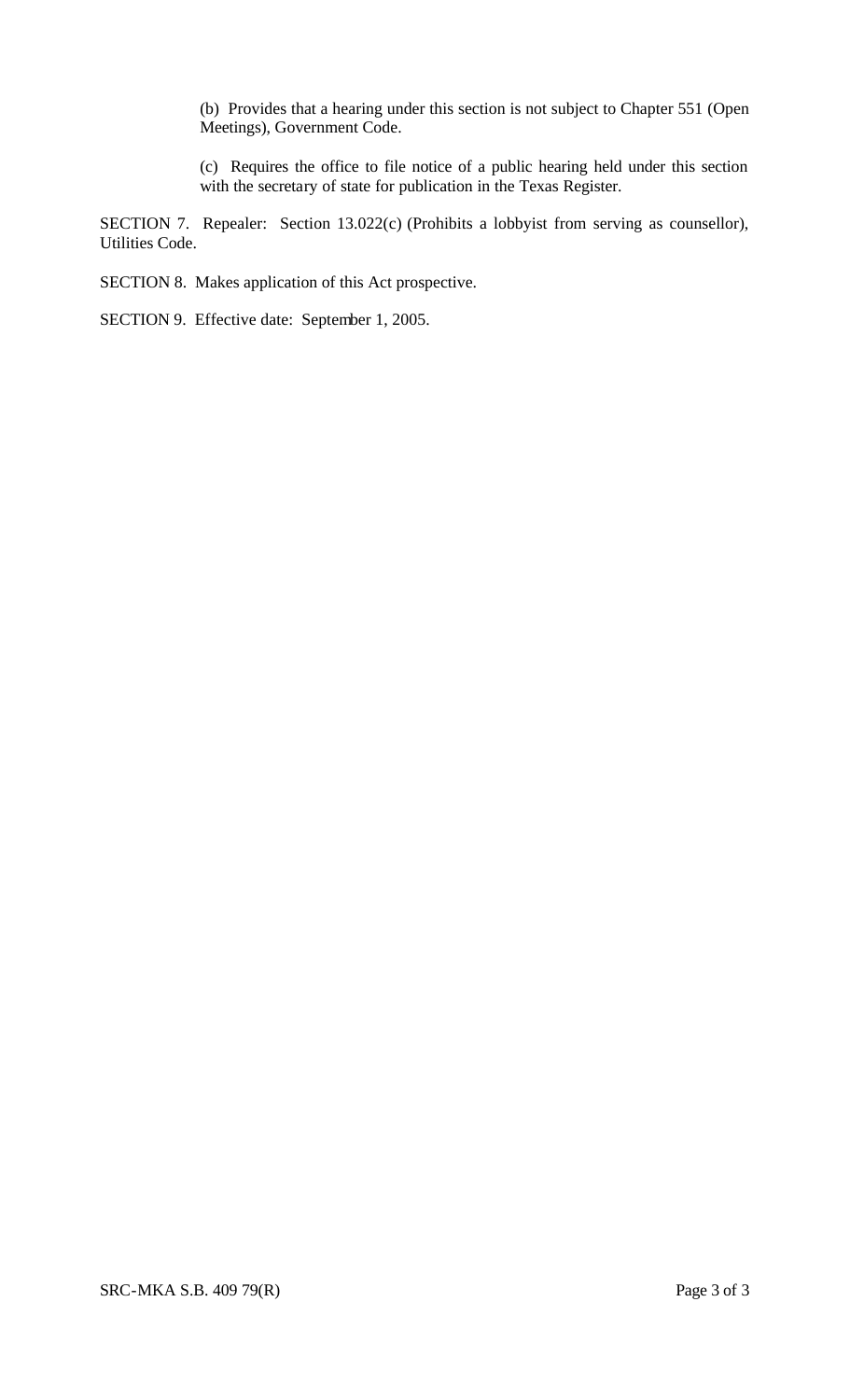(b) Provides that a hearing under this section is not subject to Chapter 551 (Open Meetings), Government Code.

(c) Requires the office to file notice of a public hearing held under this section with the secretary of state for publication in the Texas Register.

SECTION 7. Repealer: Section 13.022(c) (Prohibits a lobbyist from serving as counsellor), Utilities Code.

SECTION 8. Makes application of this Act prospective.

SECTION 9. Effective date: September 1, 2005.